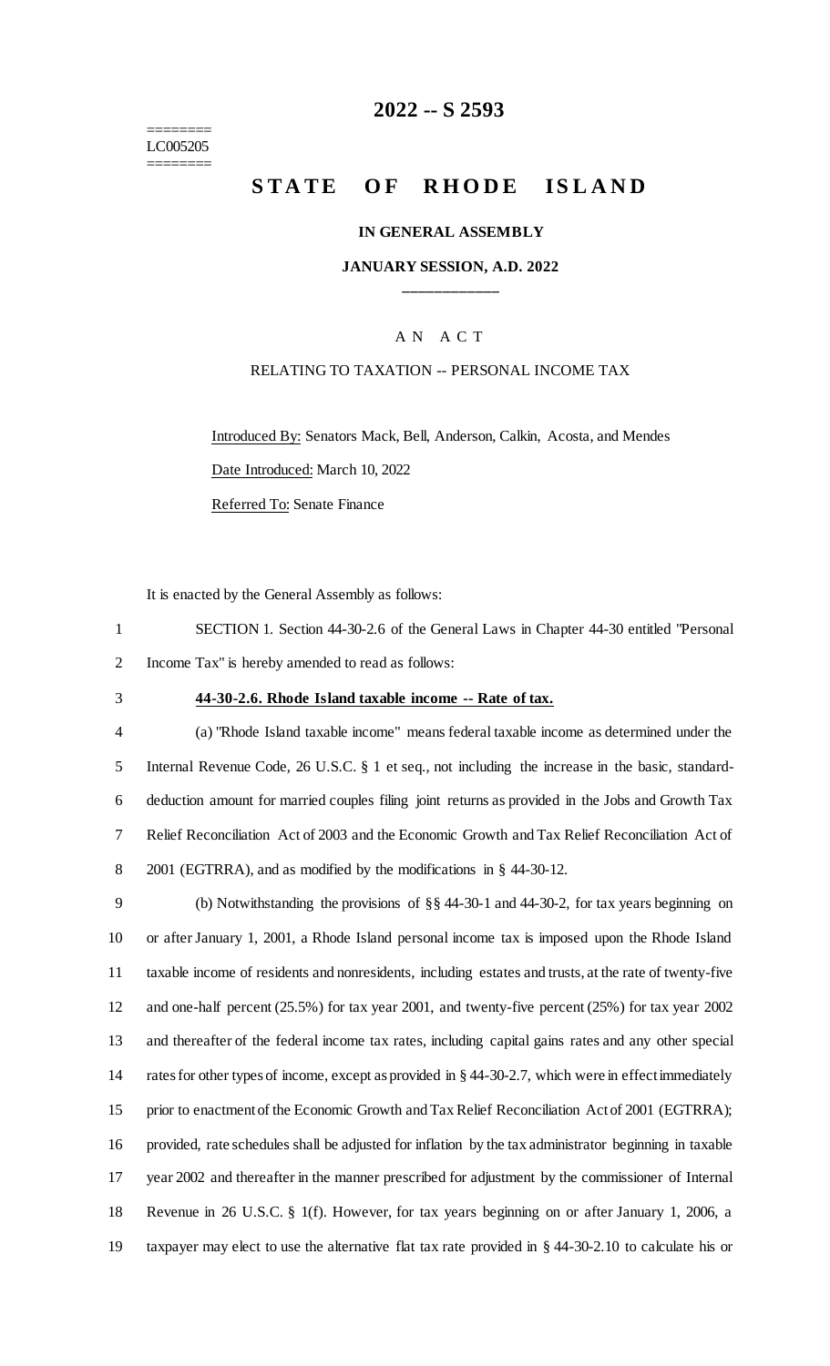=======
LC005205
=======

# 2022 -- S 2593

# STATE OF RHODE ISLAND

## IN GENERAL ASSEMBLY

### JANUARY SESSION, A.D. 2022

---

A N A C T

RELATING TO TAXATION -- PERSONAL INCOME TAX

Introduced By: Senators Mack, Bell, Anderson, Calkin, Acosta, and Mendes

Date Introduced: March 10, 2022

Referred To: Senate Finance

It is enacted by the General Assembly as follows:

SECTION 1. Section 44-30-2.6 of the General Laws in Chapter 44-30 entitled "Personal Income Tax" is hereby amended to read as follows:

**44-30-2.6. Rhode Island taxable income -- Rate of tax.**

(a) "Rhode Island taxable income" means federal taxable income as determined under the Internal Revenue Code, 26 U.S.C. § 1 et seq., not including the increase in the basic, standard-deduction amount for married couples filing joint returns as provided in the Jobs and Growth Tax Relief Reconciliation Act of 2003 and the Economic Growth and Tax Relief Reconciliation Act of 2001 (EGTRRA), and as modified by the modifications in § 44-30-12.

(b) Notwithstanding the provisions of §§ 44-30-1 and 44-30-2, for tax years beginning on or after January 1, 2001, a Rhode Island personal income tax is imposed upon the Rhode Island taxable income of residents and nonresidents, including estates and trusts, at the rate of twenty-five and one-half percent (25.5%) for tax year 2001, and twenty-five percent (25%) for tax year 2002 and thereafter of the federal income tax rates, including capital gains rates and any other special rates for other types of income, except as provided in § 44-30-2.7, which were in effect immediately prior to enactment of the Economic Growth and Tax Relief Reconciliation Act of 2001 (EGTRRA); provided, rate schedules shall be adjusted for inflation by the tax administrator beginning in taxable year 2002 and thereafter in the manner prescribed for adjustment by the commissioner of Internal Revenue in 26 U.S.C. § 1(f). However, for tax years beginning on or after January 1, 2006, a taxpayer may elect to use the alternative flat tax rate provided in § 44-30-2.10 to calculate his or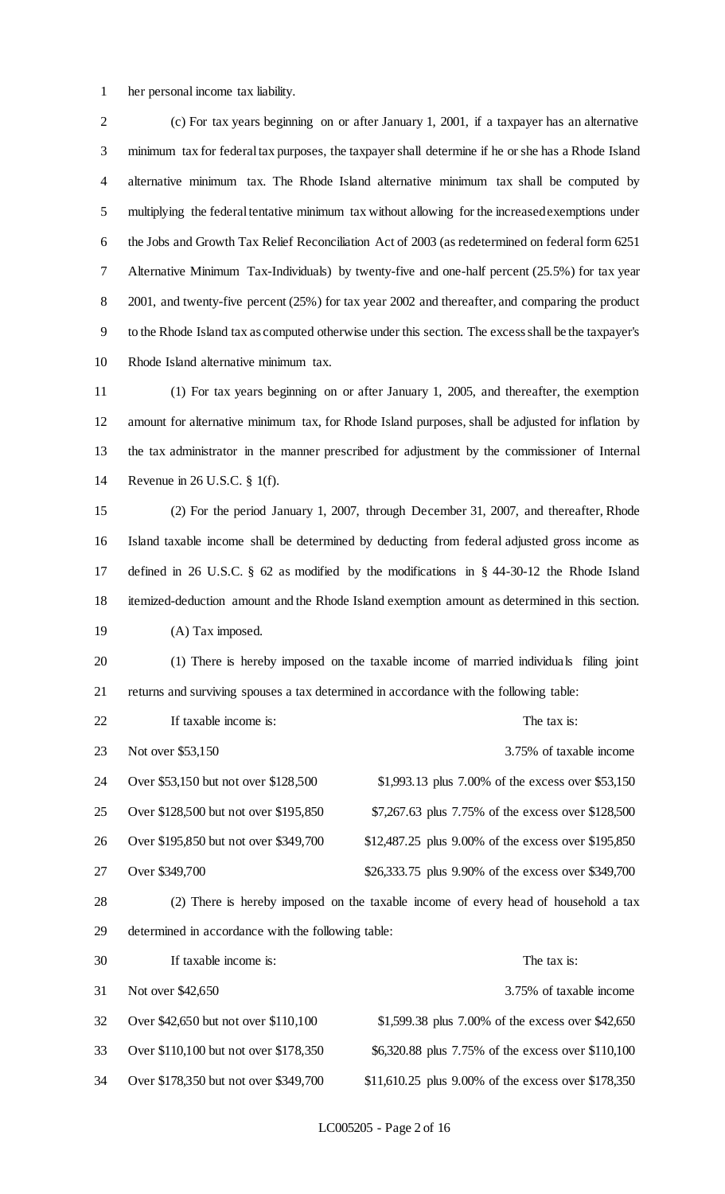her personal income tax liability.

(c) For tax years beginning on or after January 1, 2001, if a taxpayer has an alternative minimum tax for federal tax purposes, the taxpayer shall determine if he or she has a Rhode Island alternative minimum tax. The Rhode Island alternative minimum tax shall be computed by multiplying the federal tentative minimum tax without allowing for the increased exemptions under the Jobs and Growth Tax Relief Reconciliation Act of 2003 (as redetermined on federal form 6251 Alternative Minimum Tax-Individuals) by twenty-five and one-half percent (25.5%) for tax year 2001, and twenty-five percent (25%) for tax year 2002 and thereafter, and comparing the product to the Rhode Island tax as computed otherwise under this section. The excess shall be the taxpayer's Rhode Island alternative minimum tax.

(1) For tax years beginning on or after January 1, 2005, and thereafter, the exemption amount for alternative minimum tax, for Rhode Island purposes, shall be adjusted for inflation by the tax administrator in the manner prescribed for adjustment by the commissioner of Internal Revenue in 26 U.S.C. § 1(f).

(2) For the period January 1, 2007, through December 31, 2007, and thereafter, Rhode Island taxable income shall be determined by deducting from federal adjusted gross income as defined in 26 U.S.C. § 62 as modified by the modifications in § 44-30-12 the Rhode Island itemized-deduction amount and the Rhode Island exemption amount as determined in this section.

(A) Tax imposed.

(1) There is hereby imposed on the taxable income of married individuals filing joint returns and surviving spouses a tax determined in accordance with the following table:

| If taxable income is: | The tax is: |
|---|---|
| Not over $53,150 | 3.75% of taxable income |
| Over $53,150 but not over $128,500 | $1,993.13 plus 7.00% of the excess over $53,150 |
| Over $128,500 but not over $195,850 | $7,267.63 plus 7.75% of the excess over $128,500 |
| Over $195,850 but not over $349,700 | $12,487.25 plus 9.00% of the excess over $195,850 |
| Over $349,700 | $26,333.75 plus 9.90% of the excess over $349,700 |

(2) There is hereby imposed on the taxable income of every head of household a tax determined in accordance with the following table:

| If taxable income is: | The tax is: |
|---|---|
| Not over $42,650 | 3.75% of taxable income |
| Over $42,650 but not over $110,100 | $1,599.38 plus 7.00% of the excess over $42,650 |
| Over $110,100 but not over $178,350 | $6,320.88 plus 7.75% of the excess over $110,100 |
| Over $178,350 but not over $349,700 | $11,610.25 plus 9.00% of the excess over $178,350 |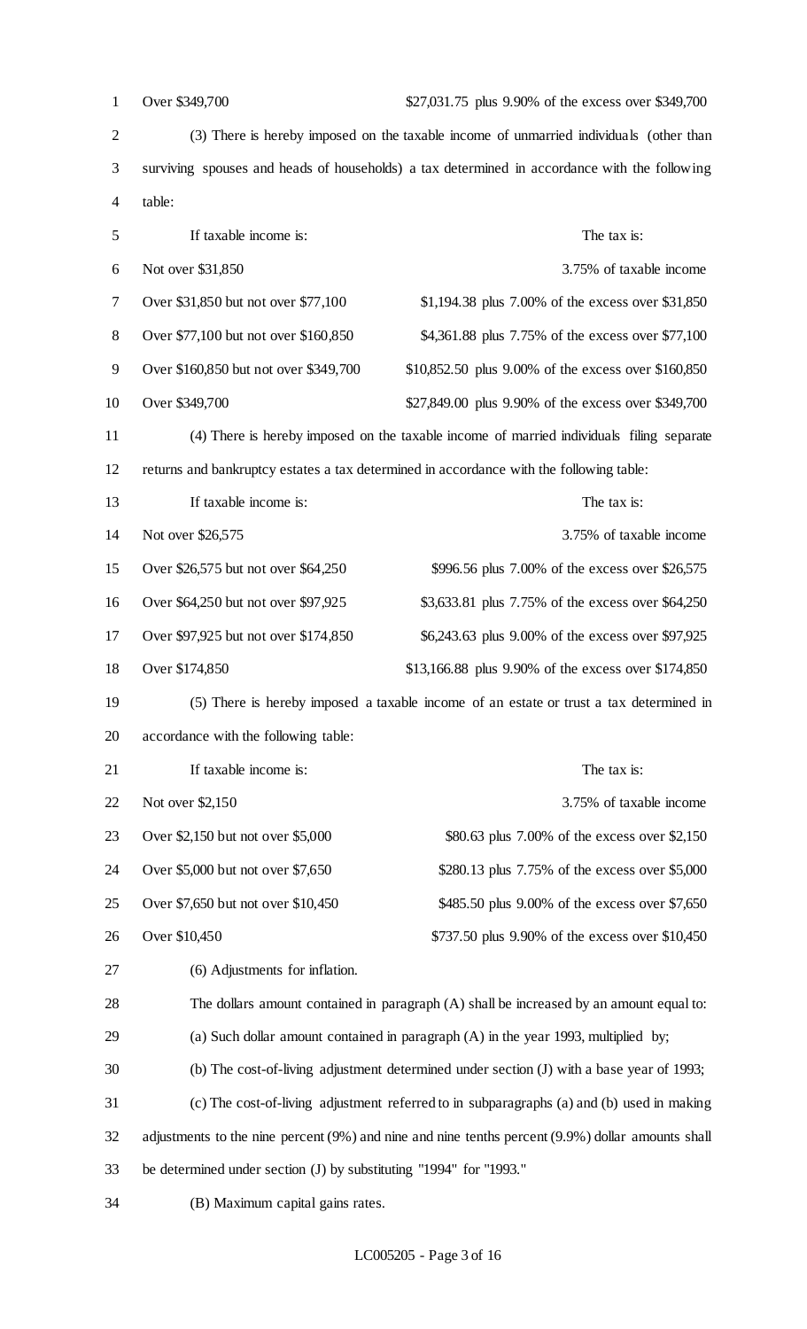| | |
|---|---|
| Over $349,700 | $27,031.75 plus 9.90% of the excess over $349,700 |

(3) There is hereby imposed on the taxable income of unmarried individuals (other than surviving spouses and heads of households) a tax determined in accordance with the following table:

| If taxable income is: | The tax is: |
|---|---|
| Not over $31,850 | 3.75% of taxable income |
| Over $31,850 but not over $77,100 | $1,194.38 plus 7.00% of the excess over $31,850 |
| Over $77,100 but not over $160,850 | $4,361.88 plus 7.75% of the excess over $77,100 |
| Over $160,850 but not over $349,700 | $10,852.50 plus 9.00% of the excess over $160,850 |
| Over $349,700 | $27,849.00 plus 9.90% of the excess over $349,700 |

(4) There is hereby imposed on the taxable income of married individuals filing separate returns and bankruptcy estates a tax determined in accordance with the following table:

| If taxable income is: | The tax is: |
|---|---|
| Not over $26,575 | 3.75% of taxable income |
| Over $26,575 but not over $64,250 | $996.56 plus 7.00% of the excess over $26,575 |
| Over $64,250 but not over $97,925 | $3,633.81 plus 7.75% of the excess over $64,250 |
| Over $97,925 but not over $174,850 | $6,243.63 plus 9.00% of the excess over $97,925 |
| Over $174,850 | $13,166.88 plus 9.90% of the excess over $174,850 |

(5) There is hereby imposed a taxable income of an estate or trust a tax determined in accordance with the following table:

| If taxable income is: | The tax is: |
|---|---|
| Not over $2,150 | 3.75% of taxable income |
| Over $2,150 but not over $5,000 | $80.63 plus 7.00% of the excess over $2,150 |
| Over $5,000 but not over $7,650 | $280.13 plus 7.75% of the excess over $5,000 |
| Over $7,650 but not over $10,450 | $485.50 plus 9.00% of the excess over $7,650 |
| Over $10,450 | $737.50 plus 9.90% of the excess over $10,450 |

(6) Adjustments for inflation.

The dollars amount contained in paragraph (A) shall be increased by an amount equal to:

(a) Such dollar amount contained in paragraph (A) in the year 1993, multiplied by;

(b) The cost-of-living adjustment determined under section (J) with a base year of 1993;

(c) The cost-of-living adjustment referred to in subparagraphs (a) and (b) used in making adjustments to the nine percent (9%) and nine and nine tenths percent (9.9%) dollar amounts shall be determined under section (J) by substituting "1994" for "1993."

(B) Maximum capital gains rates.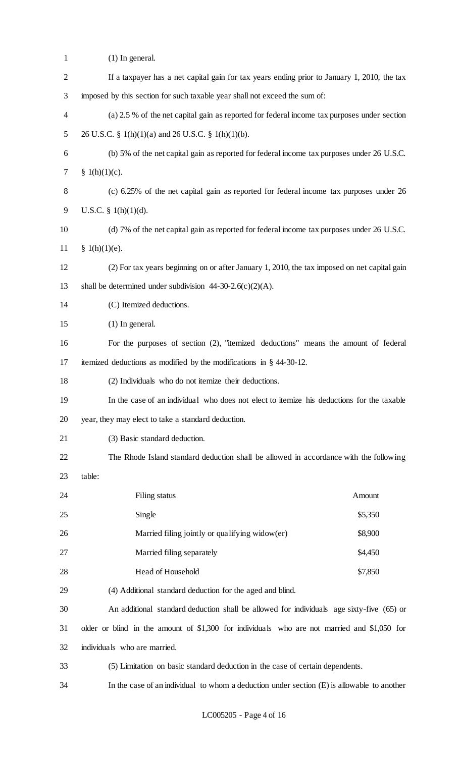(1) In general.

If a taxpayer has a net capital gain for tax years ending prior to January 1, 2010, the tax imposed by this section for such taxable year shall not exceed the sum of:

(a) 2.5 % of the net capital gain as reported for federal income tax purposes under section 26 U.S.C. § 1(h)(1)(a) and 26 U.S.C. § 1(h)(1)(b).

(b) 5% of the net capital gain as reported for federal income tax purposes under 26 U.S.C. § 1(h)(1)(c).

(c) 6.25% of the net capital gain as reported for federal income tax purposes under 26 U.S.C. § 1(h)(1)(d).

(d) 7% of the net capital gain as reported for federal income tax purposes under 26 U.S.C. § 1(h)(1)(e).

(2) For tax years beginning on or after January 1, 2010, the tax imposed on net capital gain shall be determined under subdivision 44-30-2.6(c)(2)(A).

(C) Itemized deductions.

(1) In general.

For the purposes of section (2), "itemized deductions" means the amount of federal itemized deductions as modified by the modifications in § 44-30-12.

(2) Individuals who do not itemize their deductions.

In the case of an individual who does not elect to itemize his deductions for the taxable year, they may elect to take a standard deduction.

(3) Basic standard deduction.

The Rhode Island standard deduction shall be allowed in accordance with the following table:

| Filing status | Amount |
|---|---|
| Single | $5,350 |
| Married filing jointly or qualifying widow(er) | $8,900 |
| Married filing separately | $4,450 |
| Head of Household | $7,850 |

(4) Additional standard deduction for the aged and blind.

An additional standard deduction shall be allowed for individuals age sixty-five (65) or older or blind in the amount of $1,300 for individuals who are not married and $1,050 for individuals who are married.

(5) Limitation on basic standard deduction in the case of certain dependents.

In the case of an individual to whom a deduction under section (E) is allowable to another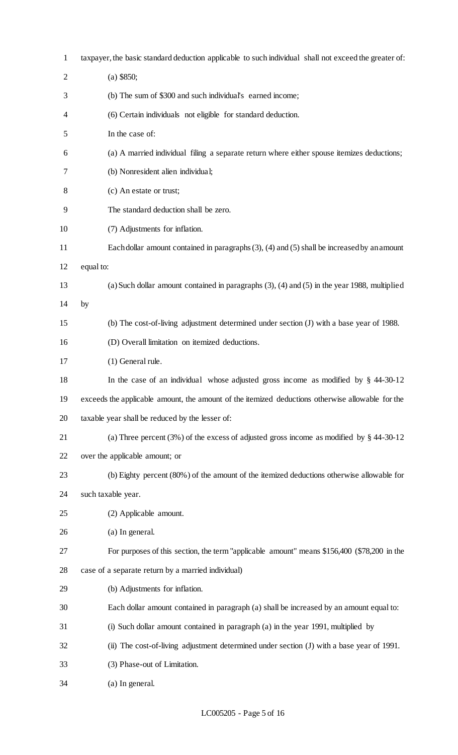taxpayer, the basic standard deduction applicable to such individual shall not exceed the greater of:

(a) $850;

(b) The sum of $300 and such individual's earned income;

(6) Certain individuals not eligible for standard deduction.

In the case of:

(a) A married individual filing a separate return where either spouse itemizes deductions;

(b) Nonresident alien individual;

(c) An estate or trust;

The standard deduction shall be zero.

(7) Adjustments for inflation.

Each dollar amount contained in paragraphs (3), (4) and (5) shall be increased by an amount equal to:

(a) Such dollar amount contained in paragraphs (3), (4) and (5) in the year 1988, multiplied by

(b) The cost-of-living adjustment determined under section (J) with a base year of 1988.

(D) Overall limitation on itemized deductions.

(1) General rule.

In the case of an individual whose adjusted gross income as modified by § 44-30-12 exceeds the applicable amount, the amount of the itemized deductions otherwise allowable for the taxable year shall be reduced by the lesser of:

(a) Three percent (3%) of the excess of adjusted gross income as modified by § 44-30-12 over the applicable amount; or

(b) Eighty percent (80%) of the amount of the itemized deductions otherwise allowable for such taxable year.

(2) Applicable amount.

(a) In general.

For purposes of this section, the term "applicable amount" means $156,400 ($78,200 in the case of a separate return by a married individual)

(b) Adjustments for inflation.

Each dollar amount contained in paragraph (a) shall be increased by an amount equal to:

(i) Such dollar amount contained in paragraph (a) in the year 1991, multiplied by

(ii) The cost-of-living adjustment determined under section (J) with a base year of 1991.

(3) Phase-out of Limitation.

(a) In general.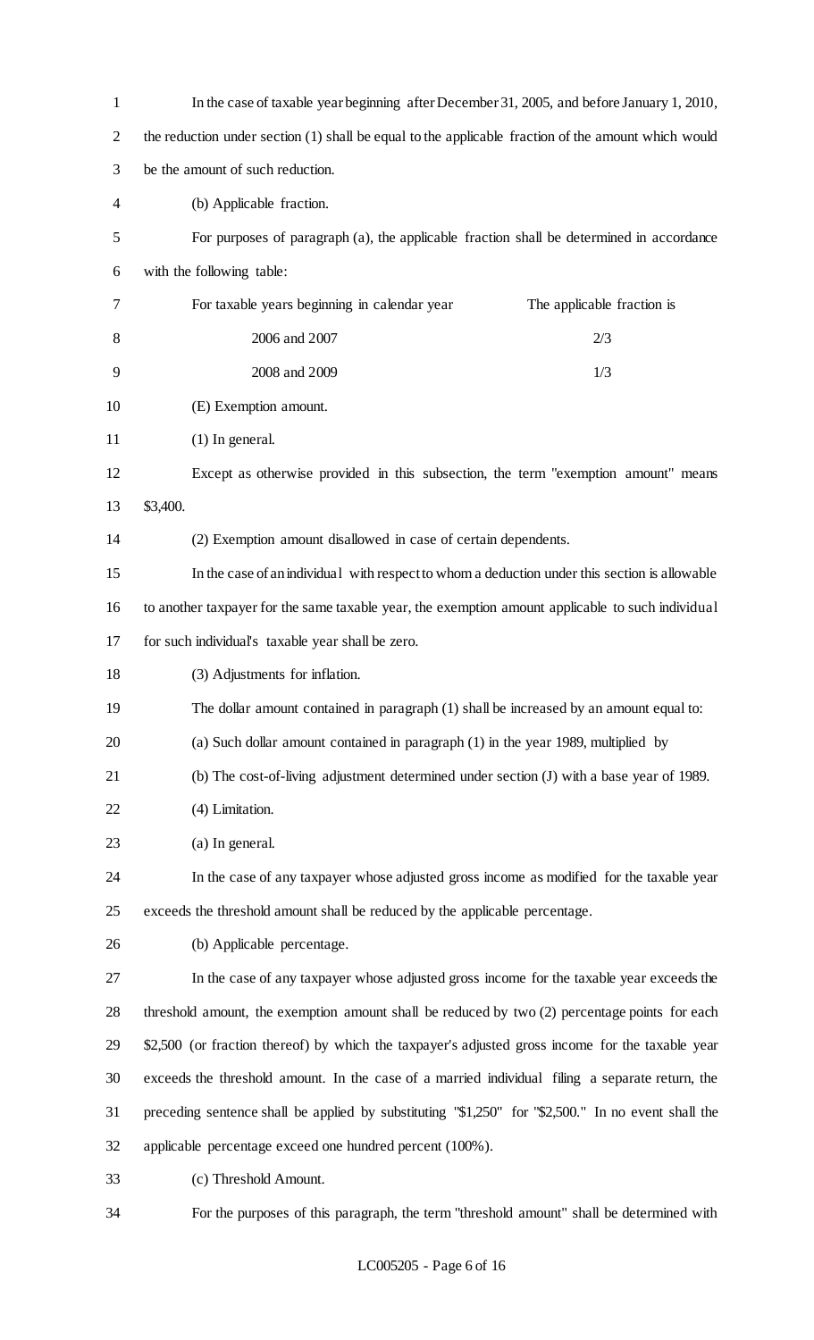In the case of taxable year beginning after December 31, 2005, and before January 1, 2010, the reduction under section (1) shall be equal to the applicable fraction of the amount which would be the amount of such reduction.

(b) Applicable fraction.

For purposes of paragraph (a), the applicable fraction shall be determined in accordance with the following table:

| For taxable years beginning in calendar year | The applicable fraction is |
|---|---|
| 2006 and 2007 | 2/3 |
| 2008 and 2009 | 1/3 |

(E) Exemption amount.

(1) In general.

Except as otherwise provided in this subsection, the term "exemption amount" means $3,400.

(2) Exemption amount disallowed in case of certain dependents.

In the case of an individual with respect to whom a deduction under this section is allowable to another taxpayer for the same taxable year, the exemption amount applicable to such individual for such individual's taxable year shall be zero.

(3) Adjustments for inflation.

The dollar amount contained in paragraph (1) shall be increased by an amount equal to:

(a) Such dollar amount contained in paragraph (1) in the year 1989, multiplied by

(b) The cost-of-living adjustment determined under section (J) with a base year of 1989.

(4) Limitation.

(a) In general.

In the case of any taxpayer whose adjusted gross income as modified for the taxable year exceeds the threshold amount shall be reduced by the applicable percentage.

(b) Applicable percentage.

In the case of any taxpayer whose adjusted gross income for the taxable year exceeds the threshold amount, the exemption amount shall be reduced by two (2) percentage points for each $2,500 (or fraction thereof) by which the taxpayer's adjusted gross income for the taxable year exceeds the threshold amount. In the case of a married individual filing a separate return, the preceding sentence shall be applied by substituting "$1,250" for "$2,500." In no event shall the applicable percentage exceed one hundred percent (100%).

(c) Threshold Amount.

For the purposes of this paragraph, the term "threshold amount" shall be determined with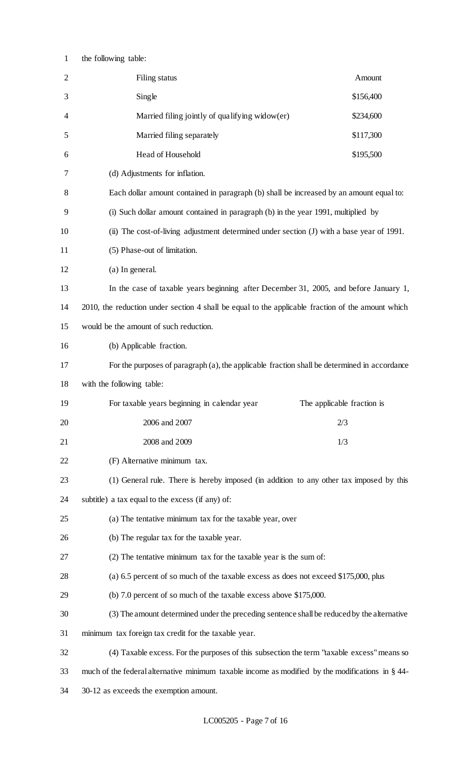the following table:

| Filing status | Amount |
|---|---|
| Single | $156,400 |
| Married filing jointly of qualifying widow(er) | $234,600 |
| Married filing separately | $117,300 |
| Head of Household | $195,500 |

(d) Adjustments for inflation.

Each dollar amount contained in paragraph (b) shall be increased by an amount equal to:

(i) Such dollar amount contained in paragraph (b) in the year 1991, multiplied by

(ii) The cost-of-living adjustment determined under section (J) with a base year of 1991.

(5) Phase-out of limitation.

(a) In general.

In the case of taxable years beginning after December 31, 2005, and before January 1, 2010, the reduction under section 4 shall be equal to the applicable fraction of the amount which would be the amount of such reduction.

(b) Applicable fraction.

For the purposes of paragraph (a), the applicable fraction shall be determined in accordance with the following table:

| For taxable years beginning in calendar year | The applicable fraction is |
|---|---|
| 2006 and 2007 | 2/3 |
| 2008 and 2009 | 1/3 |

(F) Alternative minimum tax.

(1) General rule. There is hereby imposed (in addition to any other tax imposed by this subtitle) a tax equal to the excess (if any) of:

(a) The tentative minimum tax for the taxable year, over

(b) The regular tax for the taxable year.

(2) The tentative minimum tax for the taxable year is the sum of:

(a) 6.5 percent of so much of the taxable excess as does not exceed $175,000, plus

(b) 7.0 percent of so much of the taxable excess above $175,000.

(3) The amount determined under the preceding sentence shall be reduced by the alternative minimum tax foreign tax credit for the taxable year.

(4) Taxable excess. For the purposes of this subsection the term "taxable excess" means so much of the federal alternative minimum taxable income as modified by the modifications in § 44-30-12 as exceeds the exemption amount.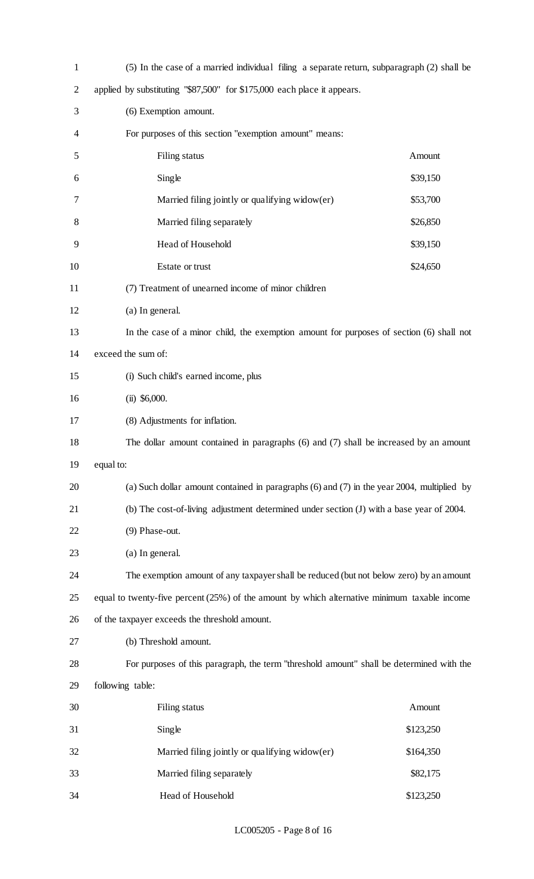(5) In the case of a married individual filing a separate return, subparagraph (2) shall be applied by substituting "$87,500" for $175,000 each place it appears.

(6) Exemption amount.

For purposes of this section "exemption amount" means:

| Filing status | Amount |
|---|---|
| Single | $39,150 |
| Married filing jointly or qualifying widow(er) | $53,700 |
| Married filing separately | $26,850 |
| Head of Household | $39,150 |
| Estate or trust | $24,650 |

(7) Treatment of unearned income of minor children

(a) In general.

In the case of a minor child, the exemption amount for purposes of section (6) shall not exceed the sum of:

(i) Such child's earned income, plus

(ii) $6,000.

(8) Adjustments for inflation.

The dollar amount contained in paragraphs (6) and (7) shall be increased by an amount equal to:

(a) Such dollar amount contained in paragraphs (6) and (7) in the year 2004, multiplied by

(b) The cost-of-living adjustment determined under section (J) with a base year of 2004.

(9) Phase-out.

(a) In general.

The exemption amount of any taxpayer shall be reduced (but not below zero) by an amount equal to twenty-five percent (25%) of the amount by which alternative minimum taxable income of the taxpayer exceeds the threshold amount.

(b) Threshold amount.

For purposes of this paragraph, the term "threshold amount" shall be determined with the following table:

| Filing status | Amount |
|---|---|
| Single | $123,250 |
| Married filing jointly or qualifying widow(er) | $164,350 |
| Married filing separately | $82,175 |
| Head of Household | $123,250 |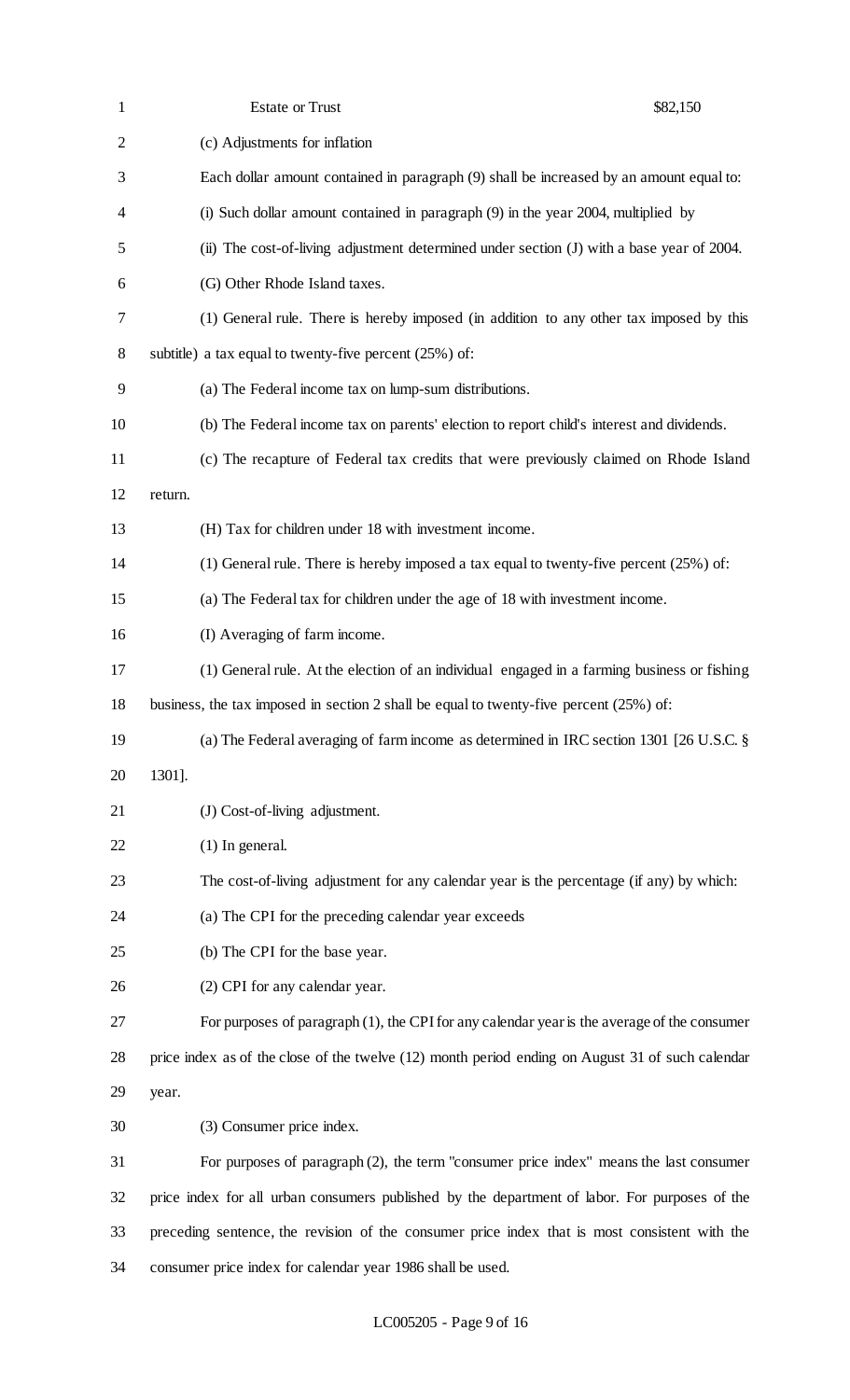Estate or Trust $82,150

(c) Adjustments for inflation

Each dollar amount contained in paragraph (9) shall be increased by an amount equal to:

(i) Such dollar amount contained in paragraph (9) in the year 2004, multiplied by

(ii) The cost-of-living adjustment determined under section (J) with a base year of 2004.

(G) Other Rhode Island taxes.

(1) General rule. There is hereby imposed (in addition to any other tax imposed by this subtitle) a tax equal to twenty-five percent (25%) of:

(a) The Federal income tax on lump-sum distributions.

(b) The Federal income tax on parents' election to report child's interest and dividends.

(c) The recapture of Federal tax credits that were previously claimed on Rhode Island return.

(H) Tax for children under 18 with investment income.

(1) General rule. There is hereby imposed a tax equal to twenty-five percent (25%) of:

(a) The Federal tax for children under the age of 18 with investment income.

(I) Averaging of farm income.

(1) General rule. At the election of an individual engaged in a farming business or fishing business, the tax imposed in section 2 shall be equal to twenty-five percent (25%) of:

(a) The Federal averaging of farm income as determined in IRC section 1301 [26 U.S.C. § 1301].

(J) Cost-of-living adjustment.

(1) In general.

The cost-of-living adjustment for any calendar year is the percentage (if any) by which:

(a) The CPI for the preceding calendar year exceeds

(b) The CPI for the base year.

(2) CPI for any calendar year.

For purposes of paragraph (1), the CPI for any calendar year is the average of the consumer price index as of the close of the twelve (12) month period ending on August 31 of such calendar year.

(3) Consumer price index.

For purposes of paragraph (2), the term "consumer price index" means the last consumer price index for all urban consumers published by the department of labor. For purposes of the preceding sentence, the revision of the consumer price index that is most consistent with the consumer price index for calendar year 1986 shall be used.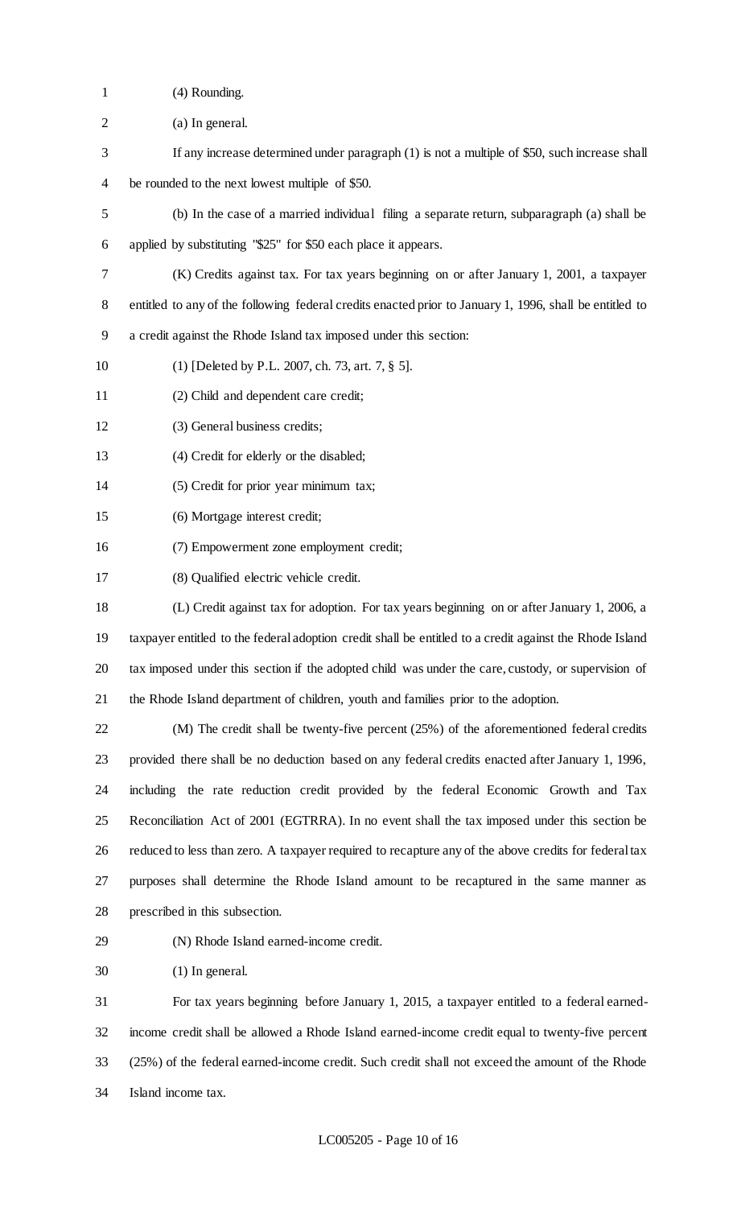(4) Rounding.

(a) In general.

If any increase determined under paragraph (1) is not a multiple of $50, such increase shall be rounded to the next lowest multiple of $50.

(b) In the case of a married individual filing a separate return, subparagraph (a) shall be applied by substituting "$25" for $50 each place it appears.

(K) Credits against tax. For tax years beginning on or after January 1, 2001, a taxpayer entitled to any of the following federal credits enacted prior to January 1, 1996, shall be entitled to a credit against the Rhode Island tax imposed under this section:

(1) [Deleted by P.L. 2007, ch. 73, art. 7, § 5].

(2) Child and dependent care credit;

(3) General business credits;

(4) Credit for elderly or the disabled;

(5) Credit for prior year minimum tax;

(6) Mortgage interest credit;

(7) Empowerment zone employment credit;

(8) Qualified electric vehicle credit.

(L) Credit against tax for adoption. For tax years beginning on or after January 1, 2006, a taxpayer entitled to the federal adoption credit shall be entitled to a credit against the Rhode Island tax imposed under this section if the adopted child was under the care, custody, or supervision of the Rhode Island department of children, youth and families prior to the adoption.

(M) The credit shall be twenty-five percent (25%) of the aforementioned federal credits provided there shall be no deduction based on any federal credits enacted after January 1, 1996, including the rate reduction credit provided by the federal Economic Growth and Tax Reconciliation Act of 2001 (EGTRRA). In no event shall the tax imposed under this section be reduced to less than zero. A taxpayer required to recapture any of the above credits for federal tax purposes shall determine the Rhode Island amount to be recaptured in the same manner as prescribed in this subsection.

(N) Rhode Island earned-income credit.

(1) In general.

For tax years beginning before January 1, 2015, a taxpayer entitled to a federal earned-income credit shall be allowed a Rhode Island earned-income credit equal to twenty-five percent (25%) of the federal earned-income credit. Such credit shall not exceed the amount of the Rhode Island income tax.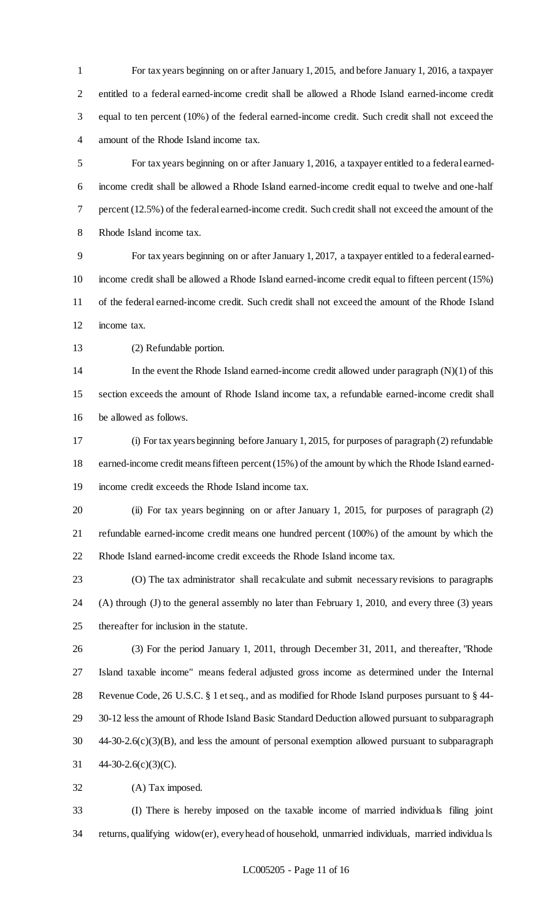For tax years beginning on or after January 1, 2015, and before January 1, 2016, a taxpayer entitled to a federal earned-income credit shall be allowed a Rhode Island earned-income credit equal to ten percent (10%) of the federal earned-income credit. Such credit shall not exceed the amount of the Rhode Island income tax.

For tax years beginning on or after January 1, 2016, a taxpayer entitled to a federal earned-income credit shall be allowed a Rhode Island earned-income credit equal to twelve and one-half percent (12.5%) of the federal earned-income credit. Such credit shall not exceed the amount of the Rhode Island income tax.

For tax years beginning on or after January 1, 2017, a taxpayer entitled to a federal earned-income credit shall be allowed a Rhode Island earned-income credit equal to fifteen percent (15%) of the federal earned-income credit. Such credit shall not exceed the amount of the Rhode Island income tax.

(2) Refundable portion.

In the event the Rhode Island earned-income credit allowed under paragraph (N)(1) of this section exceeds the amount of Rhode Island income tax, a refundable earned-income credit shall be allowed as follows.

(i) For tax years beginning before January 1, 2015, for purposes of paragraph (2) refundable earned-income credit means fifteen percent (15%) of the amount by which the Rhode Island earned-income credit exceeds the Rhode Island income tax.

(ii) For tax years beginning on or after January 1, 2015, for purposes of paragraph (2) refundable earned-income credit means one hundred percent (100%) of the amount by which the Rhode Island earned-income credit exceeds the Rhode Island income tax.

(O) The tax administrator shall recalculate and submit necessary revisions to paragraphs (A) through (J) to the general assembly no later than February 1, 2010, and every three (3) years thereafter for inclusion in the statute.

(3) For the period January 1, 2011, through December 31, 2011, and thereafter, "Rhode Island taxable income" means federal adjusted gross income as determined under the Internal Revenue Code, 26 U.S.C. § 1 et seq., and as modified for Rhode Island purposes pursuant to § 44-30-12 less the amount of Rhode Island Basic Standard Deduction allowed pursuant to subparagraph 44-30-2.6(c)(3)(B), and less the amount of personal exemption allowed pursuant to subparagraph 44-30-2.6(c)(3)(C).

(A) Tax imposed.

(I) There is hereby imposed on the taxable income of married individuals filing joint returns, qualifying widow(er), every head of household, unmarried individuals, married individuals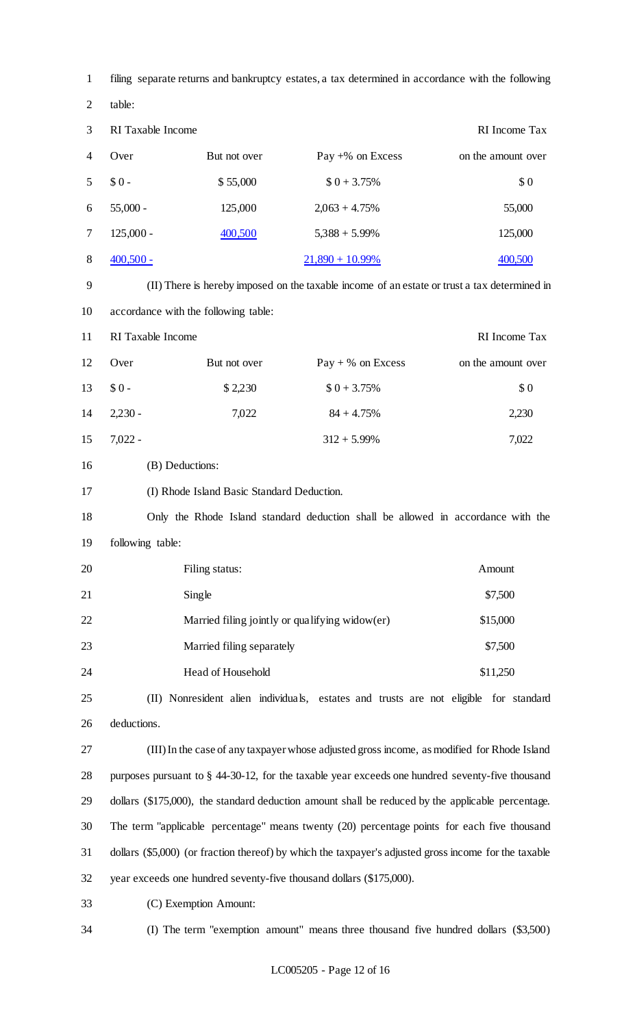filing separate returns and bankruptcy estates, a tax determined in accordance with the following table:

| RI Taxable Income | | | RI Income Tax |
|---|---|---|---|
| Over | But not over | Pay +% on Excess | on the amount over |
| $ 0 - | $ 55,000 | $ 0 + 3.75% | $ 0 |
| 55,000 - | 125,000 | 2,063 + 4.75% | 55,000 |
| 125,000 - | 400,500 | 5,388 + 5.99% | 125,000 |
| 400,500 - | | 21,890 + 10.99% | 400,500 |

(II) There is hereby imposed on the taxable income of an estate or trust a tax determined in accordance with the following table:

| RI Taxable Income | | | RI Income Tax |
|---|---|---|---|
| Over | But not over | Pay + % on Excess | on the amount over |
| $ 0 - | $ 2,230 | $ 0 + 3.75% | $ 0 |
| 2,230 - | 7,022 | 84 + 4.75% | 2,230 |
| 7,022 - | | 312 + 5.99% | 7,022 |

(B) Deductions:

(I) Rhode Island Basic Standard Deduction.

Only the Rhode Island standard deduction shall be allowed in accordance with the following table:

| Filing status: | Amount |
|---|---|
| Single | $7,500 |
| Married filing jointly or qualifying widow(er) | $15,000 |
| Married filing separately | $7,500 |
| Head of Household | $11,250 |

(II) Nonresident alien individuals, estates and trusts are not eligible for standard deductions.

(III) In the case of any taxpayer whose adjusted gross income, as modified for Rhode Island purposes pursuant to § 44-30-12, for the taxable year exceeds one hundred seventy-five thousand dollars ($175,000), the standard deduction amount shall be reduced by the applicable percentage. The term "applicable percentage" means twenty (20) percentage points for each five thousand dollars ($5,000) (or fraction thereof) by which the taxpayer's adjusted gross income for the taxable year exceeds one hundred seventy-five thousand dollars ($175,000).

(C) Exemption Amount:

(I) The term "exemption amount" means three thousand five hundred dollars ($3,500)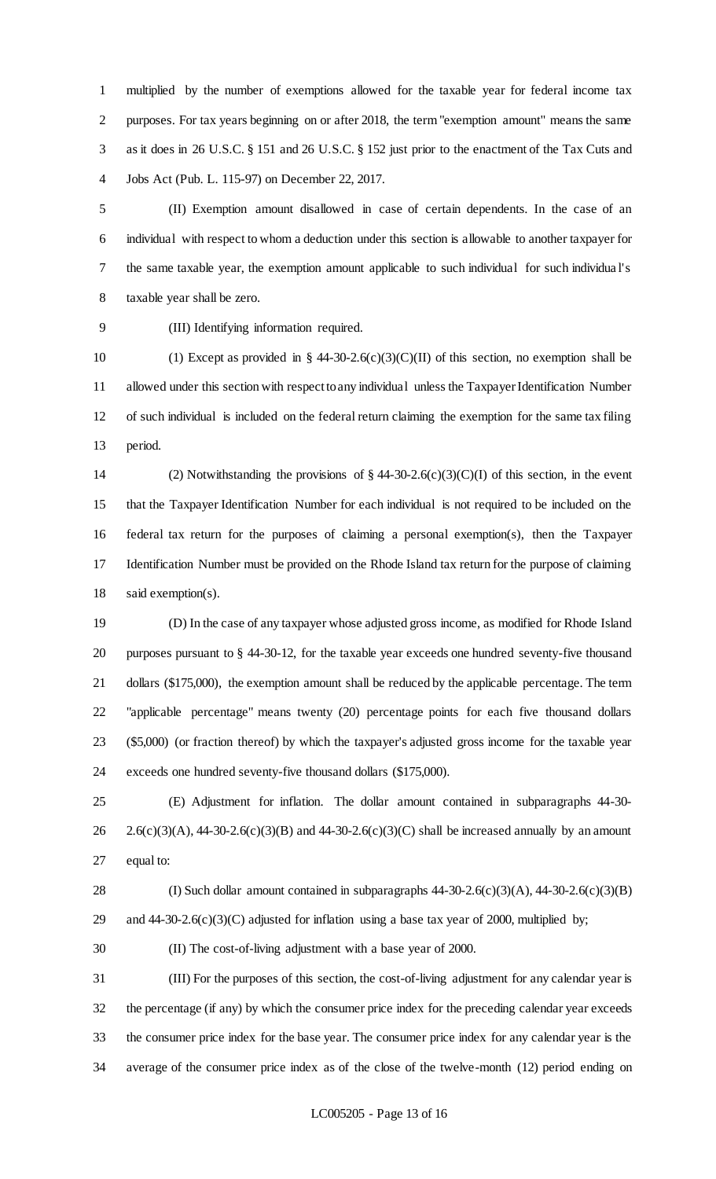multiplied by the number of exemptions allowed for the taxable year for federal income tax purposes. For tax years beginning on or after 2018, the term "exemption amount" means the same as it does in 26 U.S.C. § 151 and 26 U.S.C. § 152 just prior to the enactment of the Tax Cuts and Jobs Act (Pub. L. 115-97) on December 22, 2017.

(II) Exemption amount disallowed in case of certain dependents. In the case of an individual with respect to whom a deduction under this section is allowable to another taxpayer for the same taxable year, the exemption amount applicable to such individual for such individual's taxable year shall be zero.

(III) Identifying information required.

(1) Except as provided in § 44-30-2.6(c)(3)(C)(II) of this section, no exemption shall be allowed under this section with respect to any individual unless the Taxpayer Identification Number of such individual is included on the federal return claiming the exemption for the same tax filing period.

(2) Notwithstanding the provisions of § 44-30-2.6(c)(3)(C)(I) of this section, in the event that the Taxpayer Identification Number for each individual is not required to be included on the federal tax return for the purposes of claiming a personal exemption(s), then the Taxpayer Identification Number must be provided on the Rhode Island tax return for the purpose of claiming said exemption(s).

(D) In the case of any taxpayer whose adjusted gross income, as modified for Rhode Island purposes pursuant to § 44-30-12, for the taxable year exceeds one hundred seventy-five thousand dollars ($175,000), the exemption amount shall be reduced by the applicable percentage. The term "applicable percentage" means twenty (20) percentage points for each five thousand dollars ($5,000) (or fraction thereof) by which the taxpayer's adjusted gross income for the taxable year exceeds one hundred seventy-five thousand dollars ($175,000).

(E) Adjustment for inflation. The dollar amount contained in subparagraphs 44-30-2.6(c)(3)(A), 44-30-2.6(c)(3)(B) and 44-30-2.6(c)(3)(C) shall be increased annually by an amount equal to:

(I) Such dollar amount contained in subparagraphs 44-30-2.6(c)(3)(A), 44-30-2.6(c)(3)(B) and 44-30-2.6(c)(3)(C) adjusted for inflation using a base tax year of 2000, multiplied by;

(II) The cost-of-living adjustment with a base year of 2000.

(III) For the purposes of this section, the cost-of-living adjustment for any calendar year is the percentage (if any) by which the consumer price index for the preceding calendar year exceeds the consumer price index for the base year. The consumer price index for any calendar year is the average of the consumer price index as of the close of the twelve-month (12) period ending on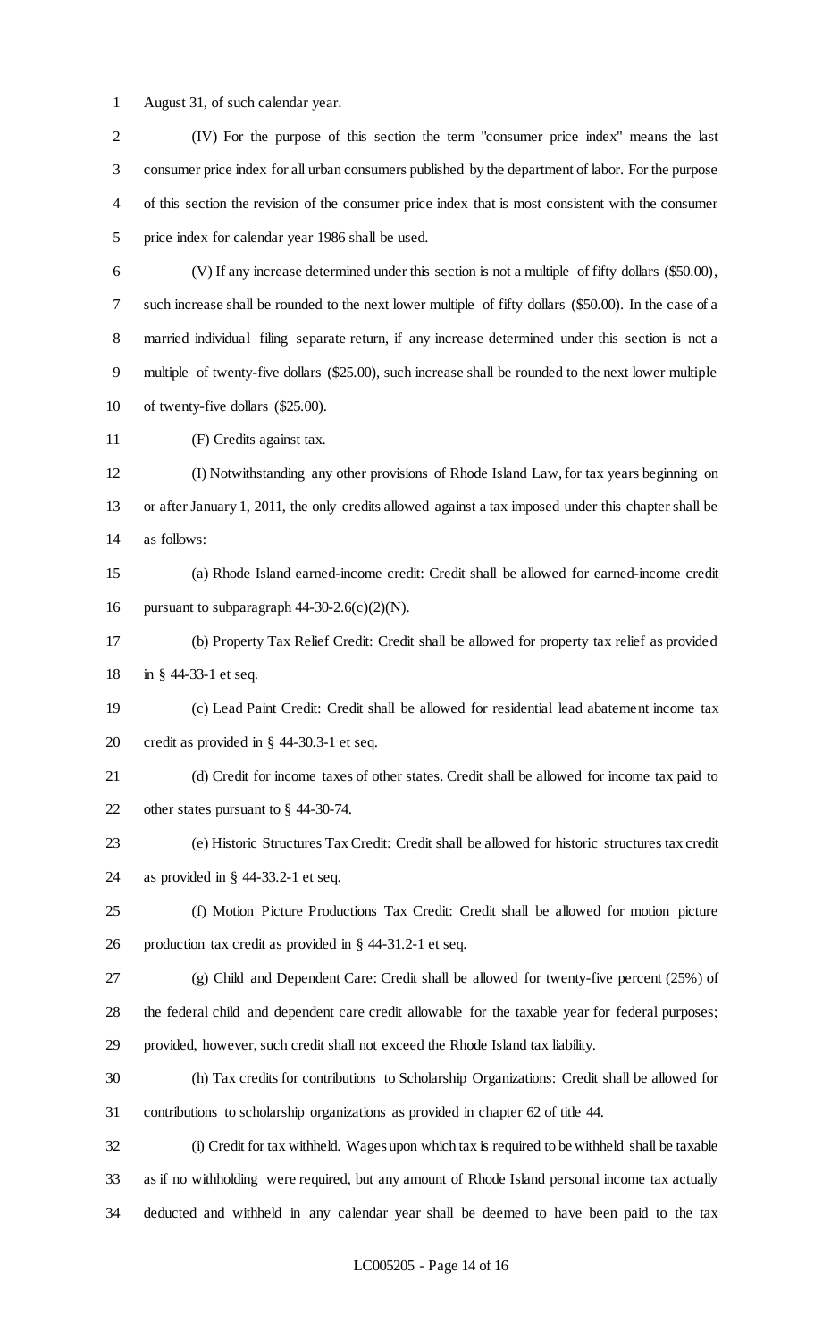August 31, of such calendar year.

(IV) For the purpose of this section the term "consumer price index" means the last consumer price index for all urban consumers published by the department of labor. For the purpose of this section the revision of the consumer price index that is most consistent with the consumer price index for calendar year 1986 shall be used.

(V) If any increase determined under this section is not a multiple of fifty dollars ($50.00), such increase shall be rounded to the next lower multiple of fifty dollars ($50.00). In the case of a married individual filing separate return, if any increase determined under this section is not a multiple of twenty-five dollars ($25.00), such increase shall be rounded to the next lower multiple of twenty-five dollars ($25.00).

(F) Credits against tax.

(I) Notwithstanding any other provisions of Rhode Island Law, for tax years beginning on or after January 1, 2011, the only credits allowed against a tax imposed under this chapter shall be as follows:

(a) Rhode Island earned-income credit: Credit shall be allowed for earned-income credit pursuant to subparagraph 44-30-2.6(c)(2)(N).

(b) Property Tax Relief Credit: Credit shall be allowed for property tax relief as provided in § 44-33-1 et seq.

(c) Lead Paint Credit: Credit shall be allowed for residential lead abatement income tax credit as provided in § 44-30.3-1 et seq.

(d) Credit for income taxes of other states. Credit shall be allowed for income tax paid to other states pursuant to § 44-30-74.

(e) Historic Structures Tax Credit: Credit shall be allowed for historic structures tax credit as provided in § 44-33.2-1 et seq.

(f) Motion Picture Productions Tax Credit: Credit shall be allowed for motion picture production tax credit as provided in § 44-31.2-1 et seq.

(g) Child and Dependent Care: Credit shall be allowed for twenty-five percent (25%) of the federal child and dependent care credit allowable for the taxable year for federal purposes; provided, however, such credit shall not exceed the Rhode Island tax liability.

(h) Tax credits for contributions to Scholarship Organizations: Credit shall be allowed for contributions to scholarship organizations as provided in chapter 62 of title 44.

(i) Credit for tax withheld. Wages upon which tax is required to be withheld shall be taxable as if no withholding were required, but any amount of Rhode Island personal income tax actually deducted and withheld in any calendar year shall be deemed to have been paid to the tax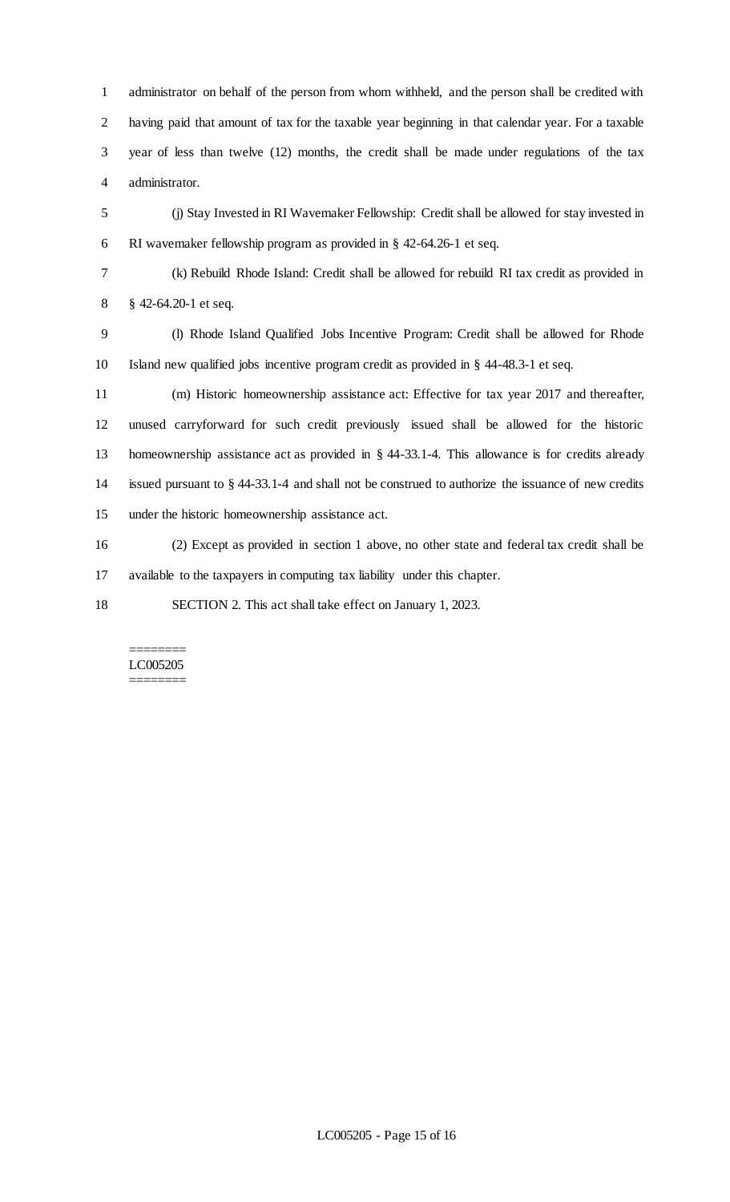administrator on behalf of the person from whom withheld, and the person shall be credited with having paid that amount of tax for the taxable year beginning in that calendar year. For a taxable year of less than twelve (12) months, the credit shall be made under regulations of the tax administrator.

(j) Stay Invested in RI Wavemaker Fellowship: Credit shall be allowed for stay invested in RI wavemaker fellowship program as provided in § 42-64.26-1 et seq.

(k) Rebuild Rhode Island: Credit shall be allowed for rebuild RI tax credit as provided in § 42-64.20-1 et seq.

(l) Rhode Island Qualified Jobs Incentive Program: Credit shall be allowed for Rhode Island new qualified jobs incentive program credit as provided in § 44-48.3-1 et seq.

(m) Historic homeownership assistance act: Effective for tax year 2017 and thereafter, unused carryforward for such credit previously issued shall be allowed for the historic homeownership assistance act as provided in § 44-33.1-4. This allowance is for credits already issued pursuant to § 44-33.1-4 and shall not be construed to authorize the issuance of new credits under the historic homeownership assistance act.

(2) Except as provided in section 1 above, no other state and federal tax credit shall be available to the taxpayers in computing tax liability under this chapter.

SECTION 2. This act shall take effect on January 1, 2023.

========
LC005205
========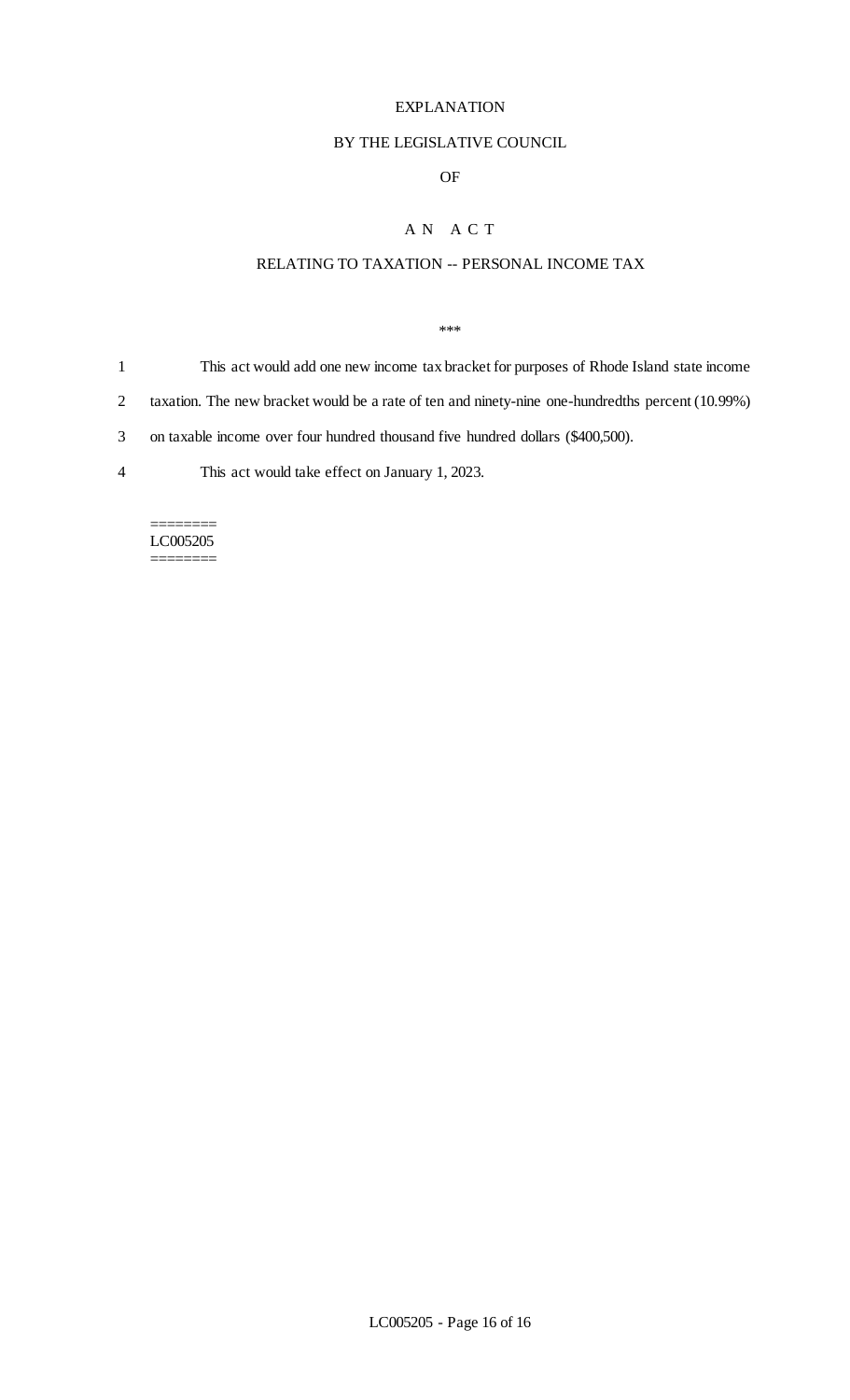EXPLANATION

BY THE LEGISLATIVE COUNCIL

OF

A N A C T

RELATING TO TAXATION -- PERSONAL INCOME TAX

\*\*\*

1 This act would add one new income tax bracket for purposes of Rhode Island state income
2 taxation. The new bracket would be a rate of ten and ninety-nine one-hundredths percent (10.99%)
3 on taxable income over four hundred thousand five hundred dollars ($400,500).
4 This act would take effect on January 1, 2023.

========
LC005205
========